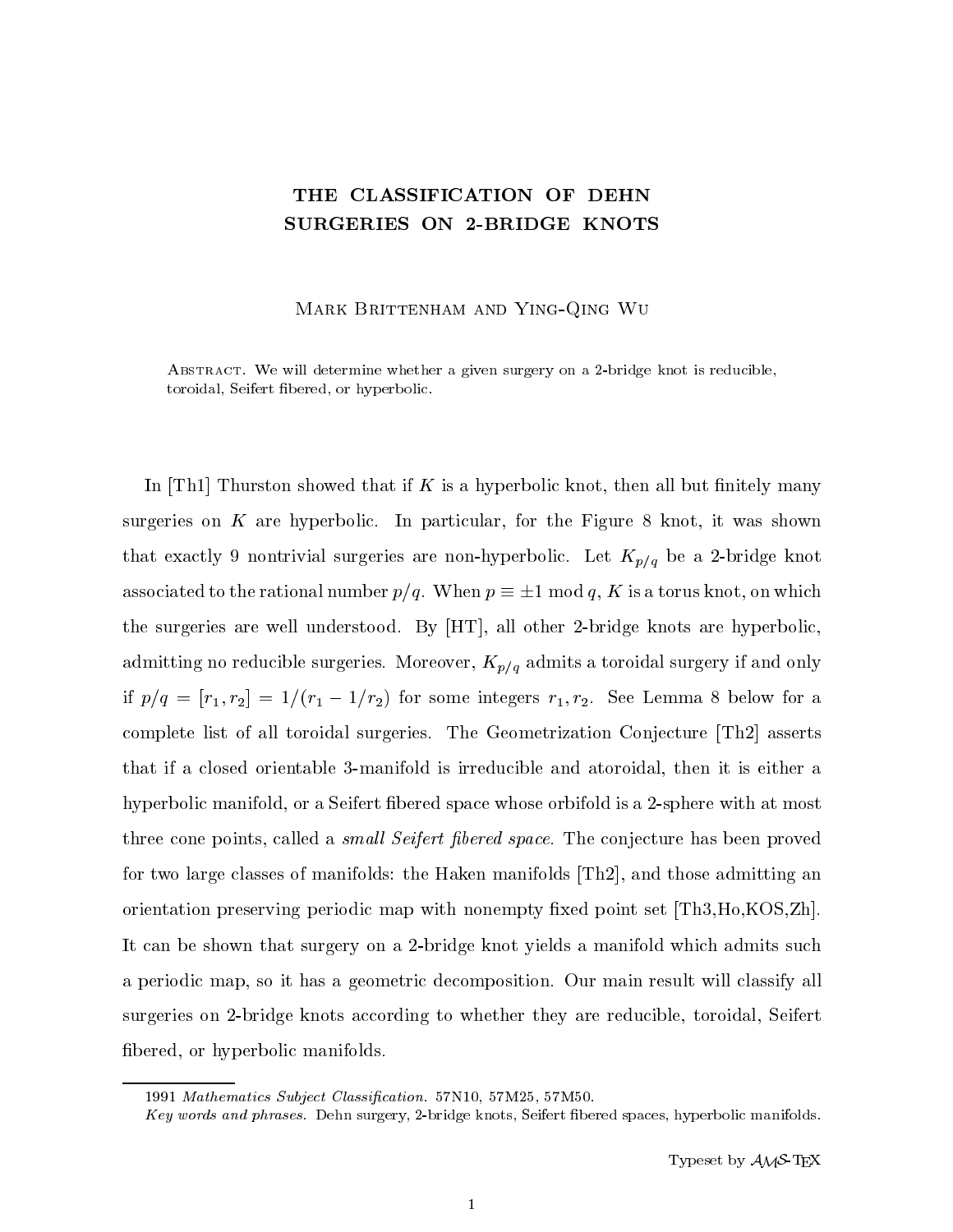# THE CLASSIFICATION OF DEHN SURGERIES ON 2-BRIDGE KNOTS

Mark Brittenham and Ying-Qing Wu

Abstract. We will determine whether a given surgery on a 2-bridge knot is reducible, toroidal, Seifert fibered, or hyperbolic.

In [Th1] Thurston showed that if $K$ is a hyperbolic knot, then all but finitely many surgeries on $K$ are hyperbolic. In particular, for the Figure 8 knot, it was shown that exactly 9 nontrivial surgeries are non-hyperbolic. Let $K_{p/q}$ be a 2-bridge knot associated to the rational number $p/q$. When $p \equiv \pm 1 \bmod q$, $K$ is a torus knot, on which the surgeries are well understood. By [HT], all other 2-bridge knots are hyperbolic, admitting no reducible surgeries. Moreover, $K_{p/q}$ admits a toroidal surgery if and only if $p/q = [r_1, r_2] = 1/(r_1 - 1/r_2)$ for some integers $r_1, r_2$. See Lemma 8 below for a complete list of all toroidal surgeries. The Geometrization Conjecture [Th2] asserts that if a closed orientable 3-manifold is irreducible and atoroidal, then it is either a hyperbolic manifold, or a Seifert fibered space whose orbifold is a 2-sphere with at most three cone points, called a *small Seifert fibered space.* The conjecture has been proved for two large classes of manifolds: the Haken manifolds [Th2], and those admitting an orientation preserving periodic map with nonempty fixed point set [Th3,Ho,KOS,Zh]. It can be shown that surgery on a 2-bridge knot yields a manifold which admits such a periodic map, so it has a geometric decomposition. Our main result will classify all surgeries on 2-bridge knots according to whether they are reducible, toroidal, Seifert fibered, or hyperbolic manifolds.

---

1991 *Mathematics Subject Classification.* 57N10, 57M25, 57M50.

*Key words and phrases.* Dehn surgery, 2-bridge knots, Seifert fibered spaces, hyperbolic manifolds.

Typeset by $\mathcal{AMS}$-TEX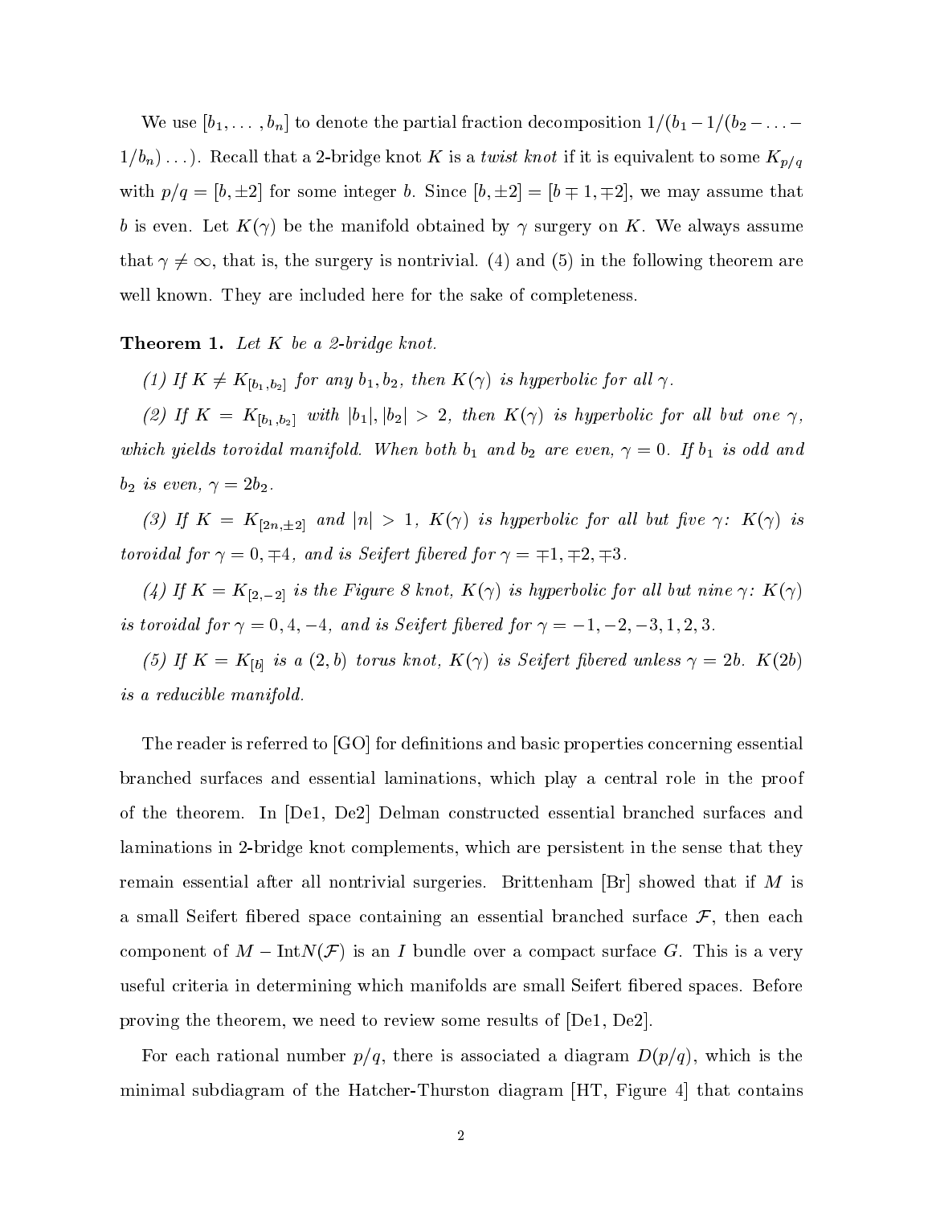We use $[b_1, \dots, b_n]$ to denote the partial fraction decomposition $1/(b_1 - 1/(b_2 - \dots - 1/b_n) \dots)$. Recall that a 2-bridge knot $K$ is a *twist knot* if it is equivalent to some $K_{p/q}$ with $p/q = [b, \pm 2]$ for some integer $b$. Since $[b, \pm 2] = [b \mp 1, \mp 2]$, we may assume that $b$ is even. Let $K(\gamma)$ be the manifold obtained by $\gamma$ surgery on $K$. We always assume that $\gamma \neq \infty$, that is, the surgery is nontrivial. (4) and (5) in the following theorem are well known. They are included here for the sake of completeness.

**Theorem 1.** *Let $K$ be a 2-bridge knot.*

*(1) If $K \neq K_{[b_1, b_2]}$ for any $b_1, b_2$, then $K(\gamma)$ is hyperbolic for all $\gamma$.*

*(2) If $K = K_{[b_1, b_2]}$ with $|b_1|, |b_2| > 2$, then $K(\gamma)$ is hyperbolic for all but one $\gamma$, which yields toroidal manifold. When both $b_1$ and $b_2$ are even, $\gamma = 0$. If $b_1$ is odd and $b_2$ is even, $\gamma = 2b_2$.*

*(3) If $K = K_{[2n, \pm 2]}$ and $|n| > 1$, $K(\gamma)$ is hyperbolic for all but five $\gamma$: $K(\gamma)$ is toroidal for $\gamma = 0, \mp 4$, and is Seifert fibered for $\gamma = \mp 1, \mp 2, \mp 3$.*

*(4) If $K = K_{[2,-2]}$ is the Figure 8 knot, $K(\gamma)$ is hyperbolic for all but nine $\gamma$: $K(\gamma)$ is toroidal for $\gamma = 0, 4, -4$, and is Seifert fibered for $\gamma = -1, -2, -3, 1, 2, 3$.*

*(5) If $K = K_{[b]}$ is a $(2, b)$ torus knot, $K(\gamma)$ is Seifert fibered unless $\gamma = 2b$. $K(2b)$ is a reducible manifold.*

The reader is referred to [GO] for definitions and basic properties concerning essential branched surfaces and essential laminations, which play a central role in the proof of the theorem. In [De1, De2] Delman constructed essential branched surfaces and laminations in 2-bridge knot complements, which are persistent in the sense that they remain essential after all nontrivial surgeries. Brittenham [Br] showed that if $M$ is a small Seifert fibered space containing an essential branched surface $\mathcal{F}$, then each component of $M - \text{Int}N(\mathcal{F})$ is an $I$ bundle over a compact surface $G$. This is a very useful criteria in determining which manifolds are small Seifert fibered spaces. Before proving the theorem, we need to review some results of [De1, De2].

For each rational number $p/q$, there is associated a diagram $D(p/q)$, which is the minimal subdiagram of the Hatcher-Thurston diagram [HT, Figure 4] that contains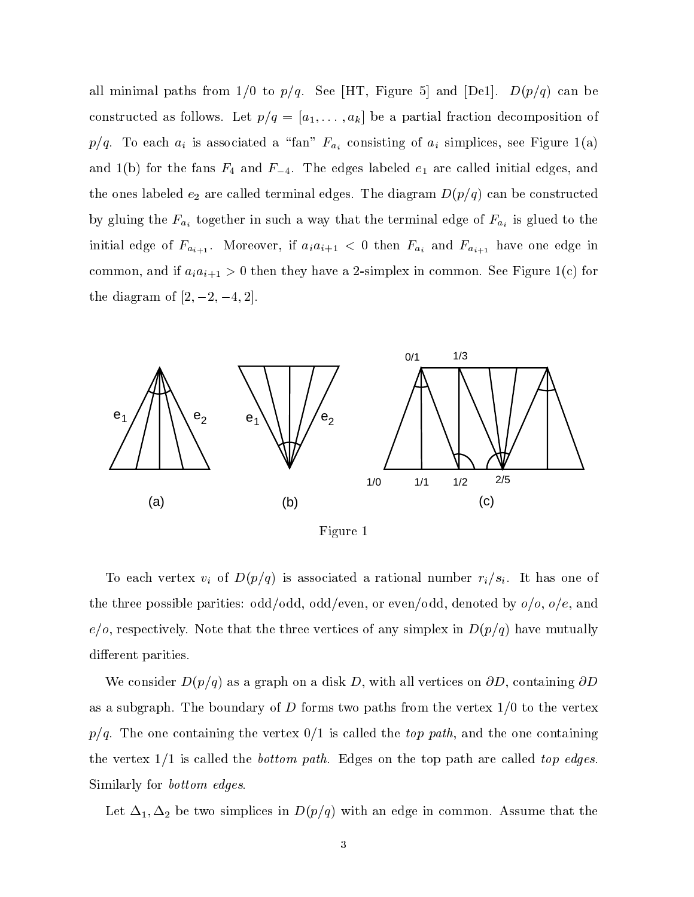all minimal paths from 1/0 to $p/q$. See [HT, Figure 5] and [De1]. $D(p/q)$ can be constructed as follows. Let $p/q = [a_1, \ldots, a_k]$ be a partial fraction decomposition of $p/q$. To each $a_i$ is associated a "fan" $F_{a_i}$ consisting of $a_i$ simplices, see Figure 1(a) and 1(b) for the fans $F_4$ and $F_{-4}$. The edges labeled $e_1$ are called initial edges, and the ones labeled $e_2$ are called terminal edges. The diagram $D(p/q)$ can be constructed by gluing the $F_{a_i}$ together in such a way that the terminal edge of $F_{a_i}$ is glued to the initial edge of $F_{a_{i+1}}$. Moreover, if $a_i a_{i+1} < 0$ then $F_{a_i}$ and $F_{a_{i+1}}$ have one edge in common, and if $a_i a_{i+1} > 0$ then they have a 2-simplex in common. See Figure 1(c) for the diagram of $[2, -2, -4, 2]$.

Figure 1

To each vertex $v_i$ of $D(p/q)$ is associated a rational number $r_i/s_i$. It has one of the three possible parities: odd/odd, odd/even, or even/odd, denoted by $o/o$, $o/e$, and $e/o$, respectively. Note that the three vertices of any simplex in $D(p/q)$ have mutually different parities.

We consider $D(p/q)$ as a graph on a disk $D$, with all vertices on $\partial D$, containing $\partial D$ as a subgraph. The boundary of $D$ forms two paths from the vertex 1/0 to the vertex $p/q$. The one containing the vertex 0/1 is called the *top path*, and the one containing the vertex 1/1 is called the *bottom path*. Edges on the top path are called *top edges*. Similarly for *bottom edges*.

Let $\Delta_1, \Delta_2$ be two simplices in $D(p/q)$ with an edge in common. Assume that the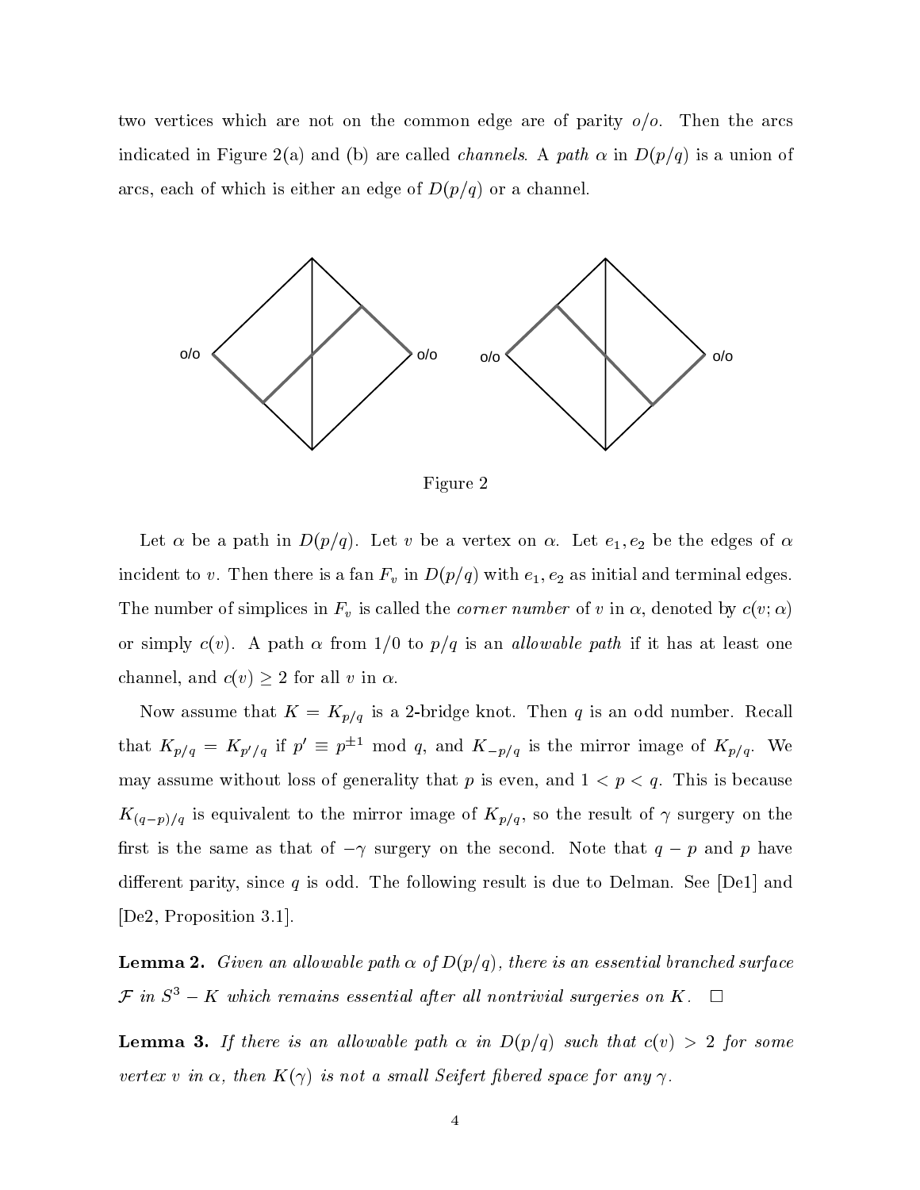two vertices which are not on the common edge are of parity $o/o$. Then the arcs indicated in Figure 2(a) and (b) are called *channels*. A *path* $\alpha$ in $D(p/q)$ is a union of arcs, each of which is either an edge of $D(p/q)$ or a channel.

Figure 2

Let $\alpha$ be a path in $D(p/q)$. Let $v$ be a vertex on $\alpha$. Let $e_1, e_2$ be the edges of $\alpha$ incident to $v$. Then there is a fan $F_v$ in $D(p/q)$ with $e_1, e_2$ as initial and terminal edges. The number of simplices in $F_v$ is called the *corner number* of $v$ in $\alpha$, denoted by $c(v; \alpha)$ or simply $c(v)$. A path $\alpha$ from $1/0$ to $p/q$ is an *allowable path* if it has at least one channel, and $c(v) \geq 2$ for all $v$ in $\alpha$.

Now assume that $K = K_{p/q}$ is a 2-bridge knot. Then $q$ is an odd number. Recall that $K_{p/q} = K_{p'/q}$ if $p' \equiv p^{\pm 1} \bmod q$, and $K_{-p/q}$ is the mirror image of $K_{p/q}$. We may assume without loss of generality that $p$ is even, and $1 < p < q$. This is because $K_{(q-p)/q}$ is equivalent to the mirror image of $K_{p/q}$, so the result of $\gamma$ surgery on the first is the same as that of $-\gamma$ surgery on the second. Note that $q - p$ and $p$ have different parity, since $q$ is odd. The following result is due to Delman. See [De1] and [De2, Proposition 3.1].

**Lemma 2.** *Given an allowable path $\alpha$ of $D(p/q)$, there is an essential branched surface $\mathcal{F}$ in $S^3 - K$ which remains essential after all nontrivial surgeries on $K$.* $\square$

**Lemma 3.** *If there is an allowable path $\alpha$ in $D(p/q)$ such that $c(v) > 2$ for some vertex $v$ in $\alpha$, then $K(\gamma)$ is not a small Seifert fibered space for any $\gamma$.*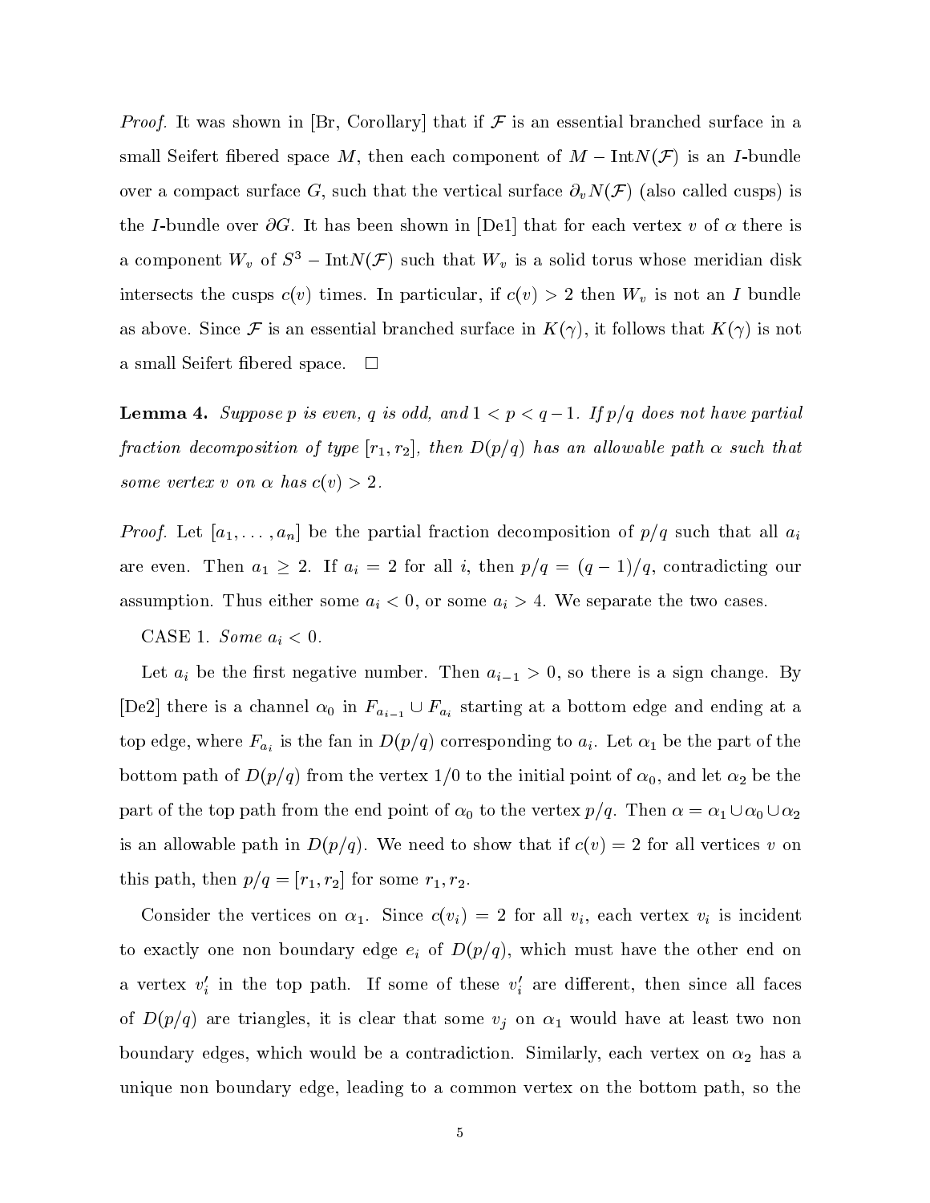*Proof.* It was shown in [Br, Corollary] that if $\mathcal{F}$ is an essential branched surface in a small Seifert fibered space $M$, then each component of $M - \text{Int}N(\mathcal{F})$ is an $I$-bundle over a compact surface $G$, such that the vertical surface $\partial_v N(\mathcal{F})$ (also called cusps) is the $I$-bundle over $\partial G$. It has been shown in [De1] that for each vertex $v$ of $\alpha$ there is a component $W_v$ of $S^3 - \text{Int}N(\mathcal{F})$ such that $W_v$ is a solid torus whose meridian disk intersects the cusps $c(v)$ times. In particular, if $c(v) > 2$ then $W_v$ is not an $I$ bundle as above. Since $\mathcal{F}$ is an essential branched surface in $K(\gamma)$, it follows that $K(\gamma)$ is not a small Seifert fibered space. $\square$

**Lemma 4.** *Suppose $p$ is even, $q$ is odd, and $1 < p < q-1$. If $p/q$ does not have partial fraction decomposition of type $[r_1, r_2]$, then $D(p/q)$ has an allowable path $\alpha$ such that some vertex $v$ on $\alpha$ has $c(v) > 2$.*

*Proof.* Let $[a_1, \ldots, a_n]$ be the partial fraction decomposition of $p/q$ such that all $a_i$ are even. Then $a_1 \geq 2$. If $a_i = 2$ for all $i$, then $p/q = (q-1)/q$, contradicting our assumption. Thus either some $a_i < 0$, or some $a_i > 4$. We separate the two cases.

CASE 1. *Some $a_i < 0$.*

Let $a_i$ be the first negative number. Then $a_{i-1} > 0$, so there is a sign change. By [De2] there is a channel $\alpha_0$ in $F_{a_{i-1}} \cup F_{a_i}$ starting at a bottom edge and ending at a top edge, where $F_{a_i}$ is the fan in $D(p/q)$ corresponding to $a_i$. Let $\alpha_1$ be the part of the bottom path of $D(p/q)$ from the vertex $1/0$ to the initial point of $\alpha_0$, and let $\alpha_2$ be the part of the top path from the end point of $\alpha_0$ to the vertex $p/q$. Then $\alpha = \alpha_1 \cup \alpha_0 \cup \alpha_2$ is an allowable path in $D(p/q)$. We need to show that if $c(v) = 2$ for all vertices $v$ on this path, then $p/q = [r_1, r_2]$ for some $r_1, r_2$.

Consider the vertices on $\alpha_1$. Since $c(v_i) = 2$ for all $v_i$, each vertex $v_i$ is incident to exactly one non boundary edge $e_i$ of $D(p/q)$, which must have the other end on a vertex $v_i'$ in the top path. If some of these $v_i'$ are different, then since all faces of $D(p/q)$ are triangles, it is clear that some $v_j$ on $\alpha_1$ would have at least two non boundary edges, which would be a contradiction. Similarly, each vertex on $\alpha_2$ has a unique non boundary edge, leading to a common vertex on the bottom path, so the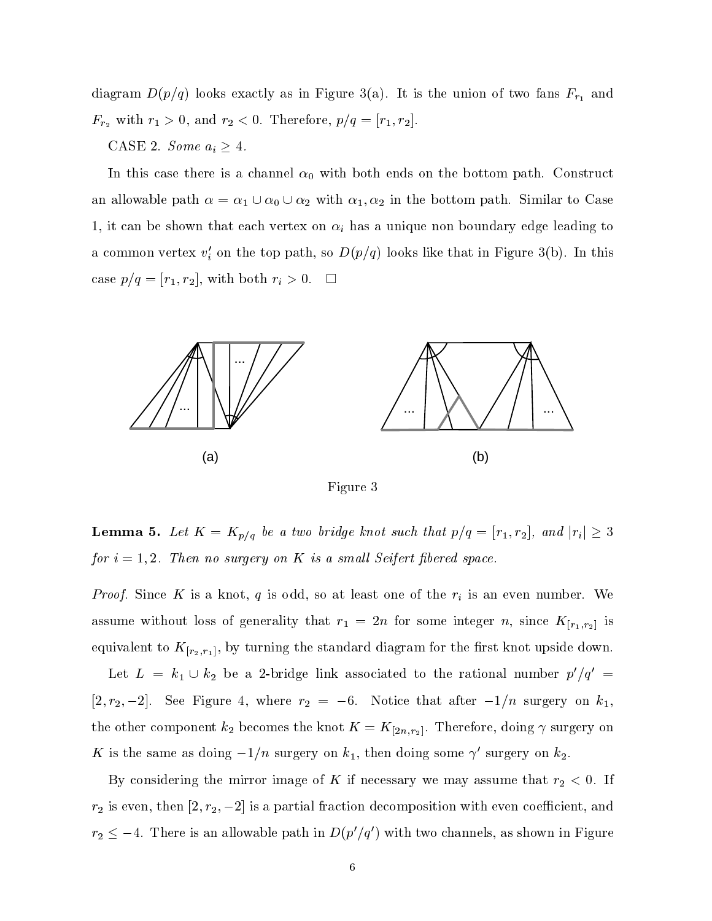diagram $D(p/q)$ looks exactly as in Figure 3(a). It is the union of two fans $F_{r_1}$ and $F_{r_2}$ with $r_1 > 0$, and $r_2 < 0$. Therefore, $p/q = [r_1, r_2]$.

CASE 2. *Some* $a_i \geq 4$.

In this case there is a channel $\alpha_0$ with both ends on the bottom path. Construct an allowable path $\alpha = \alpha_1 \cup \alpha_0 \cup \alpha_2$ with $\alpha_1, \alpha_2$ in the bottom path. Similar to Case 1, it can be shown that each vertex on $\alpha_i$ has a unique non boundary edge leading to a common vertex $v_i'$ on the top path, so $D(p/q)$ looks like that in Figure 3(b). In this case $p/q = [r_1, r_2]$, with both $r_i > 0$. $\square$

(a)

(b)

Figure 3

**Lemma 5.** *Let $K = K_{p/q}$ be a two bridge knot such that $p/q = [r_1, r_2]$, and $|r_i| \geq 3$ for $i = 1, 2$. Then no surgery on $K$ is a small Seifert fibered space.*

*Proof.* Since $K$ is a knot, $q$ is odd, so at least one of the $r_i$ is an even number. We assume without loss of generality that $r_1 = 2n$ for some integer $n$, since $K_{[r_1, r_2]}$ is equivalent to $K_{[r_2, r_1]}$, by turning the standard diagram for the first knot upside down.

Let $L = k_1 \cup k_2$ be a 2-bridge link associated to the rational number $p'/q' = [2, r_2, -2]$. See Figure 4, where $r_2 = -6$. Notice that after $-1/n$ surgery on $k_1$, the other component $k_2$ becomes the knot $K = K_{[2n, r_2]}$. Therefore, doing $\gamma$ surgery on $K$ is the same as doing $-1/n$ surgery on $k_1$, then doing some $\gamma'$ surgery on $k_2$.

By considering the mirror image of $K$ if necessary we may assume that $r_2 < 0$. If $r_2$ is even, then $[2, r_2, -2]$ is a partial fraction decomposition with even coefficient, and $r_2 \leq -4$. There is an allowable path in $D(p'/q')$ with two channels, as shown in Figure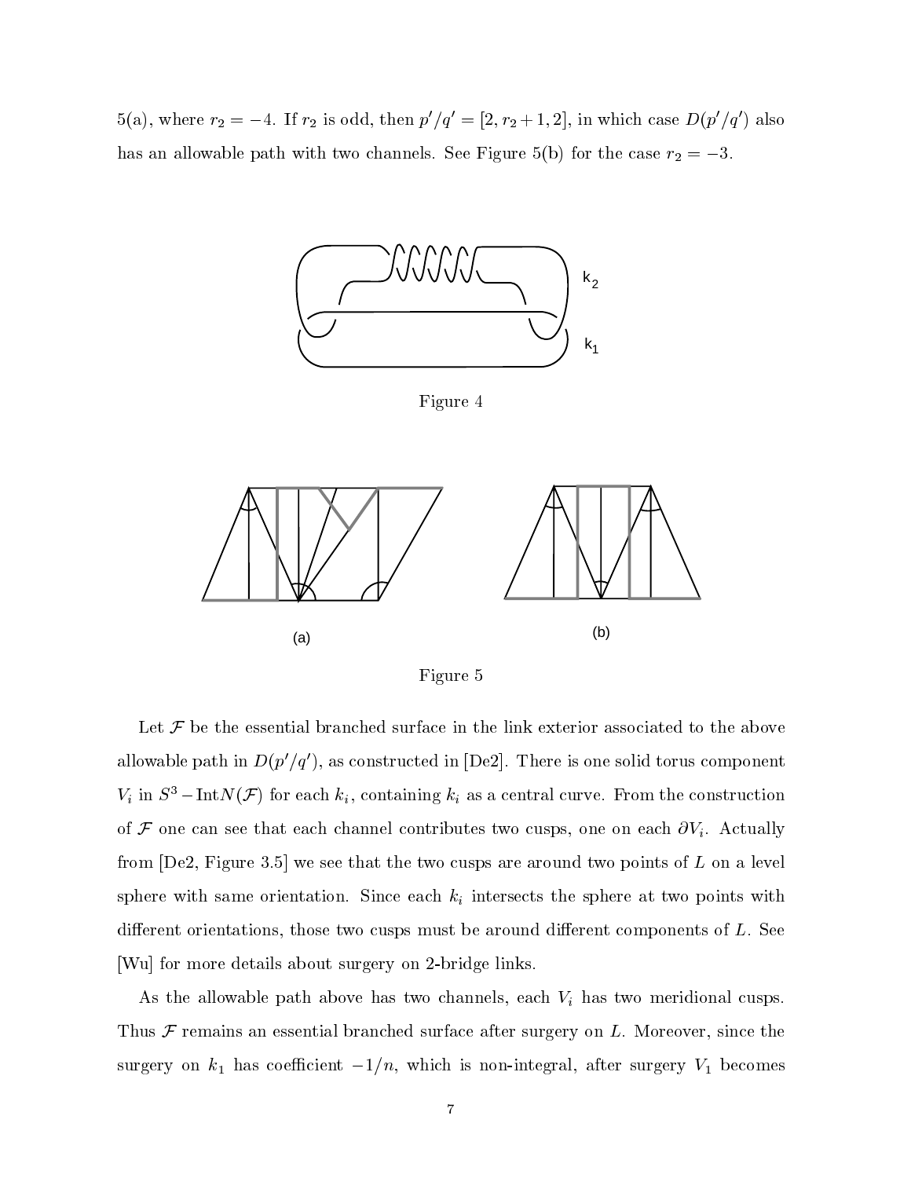5(a), where $r_2 = -4$. If $r_2$ is odd, then $p'/q' = [2, r_2+1, 2]$, in which case $D(p'/q')$ also has an allowable path with two channels. See Figure 5(b) for the case $r_2 = -3$.

Figure 4

Figure 5

Let $\mathcal{F}$ be the essential branched surface in the link exterior associated to the above allowable path in $D(p'/q')$, as constructed in [De2]. There is one solid torus component $V_i$ in $S^3 - \text{Int}N(\mathcal{F})$ for each $k_i$, containing $k_i$ as a central curve. From the construction of $\mathcal{F}$ one can see that each channel contributes two cusps, one on each $\partial V_i$. Actually from [De2, Figure 3.5] we see that the two cusps are around two points of $L$ on a level sphere with same orientation. Since each $k_i$ intersects the sphere at two points with different orientations, those two cusps must be around different components of $L$. See [Wu] for more details about surgery on 2-bridge links.

As the allowable path above has two channels, each $V_i$ has two meridional cusps. Thus $\mathcal{F}$ remains an essential branched surface after surgery on $L$. Moreover, since the surgery on $k_1$ has coefficient $-1/n$, which is non-integral, after surgery $V_1$ becomes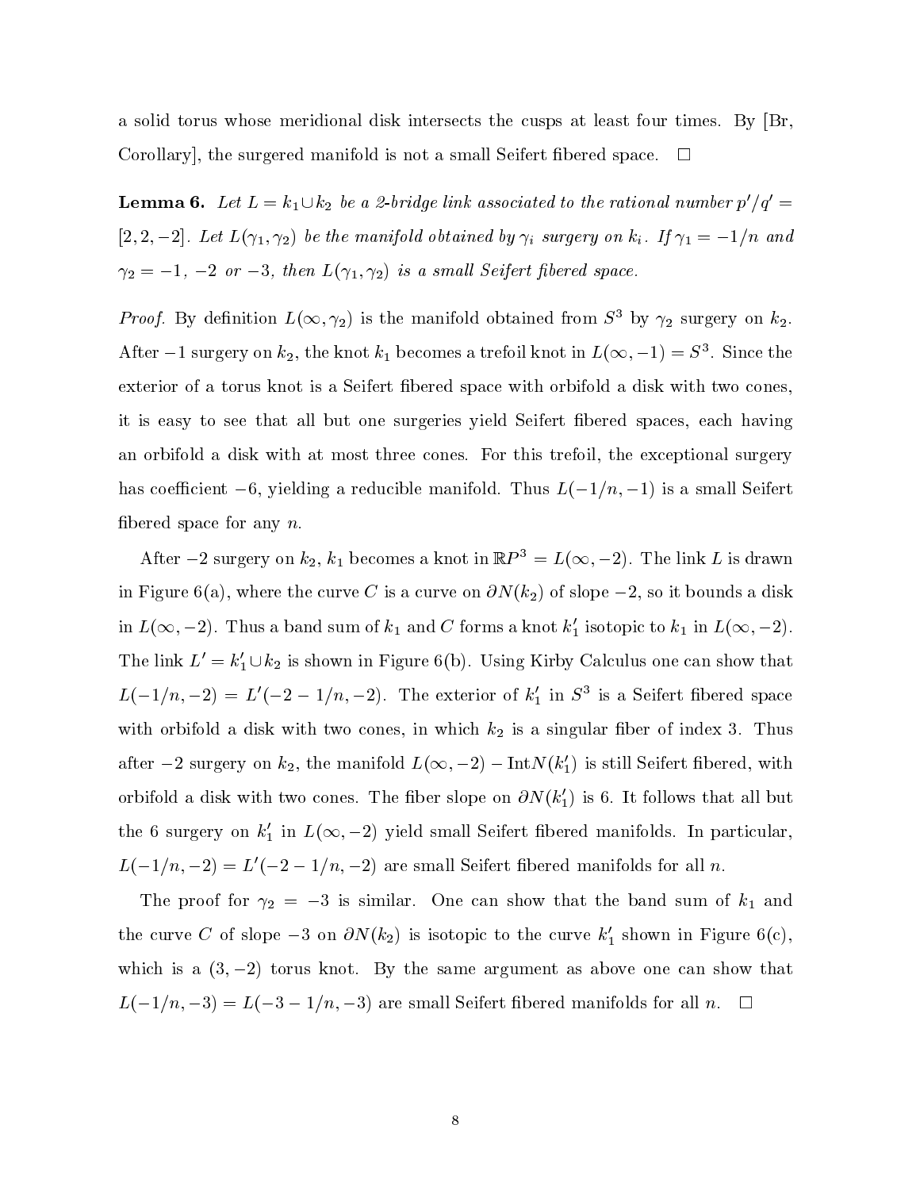a solid torus whose meridional disk intersects the cusps at least four times. By [Br, Corollary], the surgered manifold is not a small Seifert fibered space. $\square$

**Lemma 6.** *Let $L = k_1 \cup k_2$ be a 2-bridge link associated to the rational number $p'/q' = [2, 2, -2]$. Let $L(\gamma_1, \gamma_2)$ be the manifold obtained by $\gamma_i$ surgery on $k_i$. If $\gamma_1 = -1/n$ and $\gamma_2 = -1$, $-2$ or $-3$, then $L(\gamma_1, \gamma_2)$ is a small Seifert fibered space.*

*Proof.* By definition $L(\infty, \gamma_2)$ is the manifold obtained from $S^3$ by $\gamma_2$ surgery on $k_2$. After $-1$ surgery on $k_2$, the knot $k_1$ becomes a trefoil knot in $L(\infty, -1) = S^3$. Since the exterior of a torus knot is a Seifert fibered space with orbifold a disk with two cones, it is easy to see that all but one surgeries yield Seifert fibered spaces, each having an orbifold a disk with at most three cones. For this trefoil, the exceptional surgery has coefficient $-6$, yielding a reducible manifold. Thus $L(-1/n, -1)$ is a small Seifert fibered space for any $n$.

After $-2$ surgery on $k_2$, $k_1$ becomes a knot in $\mathbb{R}P^3 = L(\infty, -2)$. The link $L$ is drawn in Figure 6(a), where the curve $C$ is a curve on $\partial N(k_2)$ of slope $-2$, so it bounds a disk in $L(\infty, -2)$. Thus a band sum of $k_1$ and $C$ forms a knot $k_1'$ isotopic to $k_1$ in $L(\infty, -2)$. The link $L' = k_1' \cup k_2$ is shown in Figure 6(b). Using Kirby Calculus one can show that $L(-1/n, -2) = L'(-2 - 1/n, -2)$. The exterior of $k_1'$ in $S^3$ is a Seifert fibered space with orbifold a disk with two cones, in which $k_2$ is a singular fiber of index 3. Thus after $-2$ surgery on $k_2$, the manifold $L(\infty, -2) - \mathrm{Int}N(k_1')$ is still Seifert fibered, with orbifold a disk with two cones. The fiber slope on $\partial N(k_1')$ is 6. It follows that all but the 6 surgery on $k_1'$ in $L(\infty, -2)$ yield small Seifert fibered manifolds. In particular, $L(-1/n, -2) = L'(-2 - 1/n, -2)$ are small Seifert fibered manifolds for all $n$.

The proof for $\gamma_2 = -3$ is similar. One can show that the band sum of $k_1$ and the curve $C$ of slope $-3$ on $\partial N(k_2)$ is isotopic to the curve $k_1'$ shown in Figure 6(c), which is a $(3, -2)$ torus knot. By the same argument as above one can show that $L(-1/n, -3) = L(-3 - 1/n, -3)$ are small Seifert fibered manifolds for all $n$. $\square$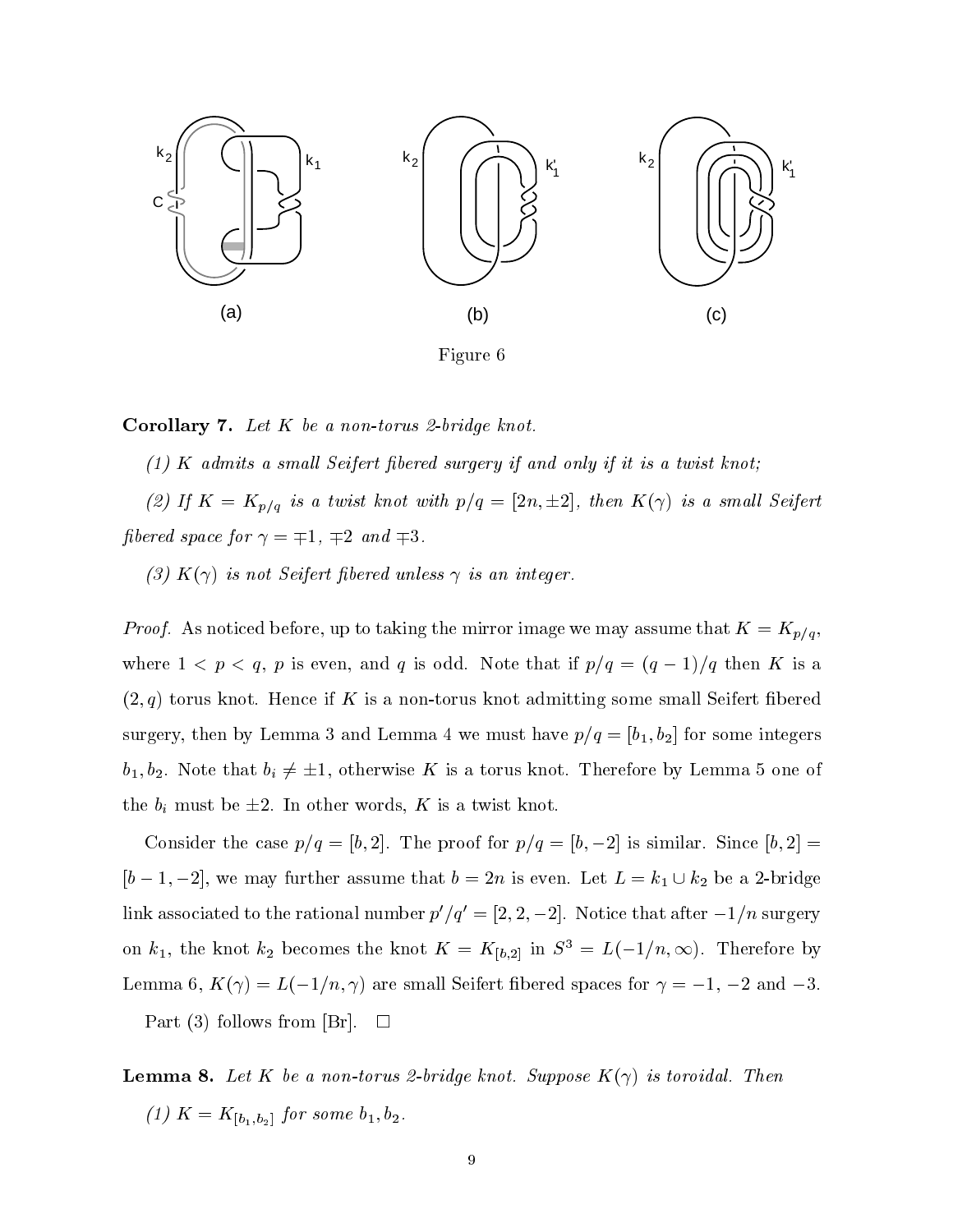(a)

(b)

(c)

Figure 6

**Corollary 7.** *Let $K$ be a non-torus 2-bridge knot.*

*(1) $K$ admits a small Seifert fibered surgery if and only if it is a twist knot;*

*(2) If $K = K_{p/q}$ is a twist knot with $p/q = [2n, \pm 2]$, then $K(\gamma)$ is a small Seifert fibered space for $\gamma = \mp 1$, $\mp 2$ and $\mp 3$.*

*(3) $K(\gamma)$ is not Seifert fibered unless $\gamma$ is an integer.*

*Proof.* As noticed before, up to taking the mirror image we may assume that $K = K_{p/q}$, where $1 < p < q$, $p$ is even, and $q$ is odd. Note that if $p/q = (q-1)/q$ then $K$ is a $(2, q)$ torus knot. Hence if $K$ is a non-torus knot admitting some small Seifert fibered surgery, then by Lemma 3 and Lemma 4 we must have $p/q = [b_1, b_2]$ for some integers $b_1, b_2$. Note that $b_i \neq \pm 1$, otherwise $K$ is a torus knot. Therefore by Lemma 5 one of the $b_i$ must be $\pm 2$. In other words, $K$ is a twist knot.

Consider the case $p/q = [b, 2]$. The proof for $p/q = [b, -2]$ is similar. Since $[b, 2] = [b-1, -2]$, we may further assume that $b = 2n$ is even. Let $L = k_1 \cup k_2$ be a 2-bridge link associated to the rational number $p'/q' = [2, 2, -2]$. Notice that after $-1/n$ surgery on $k_1$, the knot $k_2$ becomes the knot $K = K_{[b,2]}$ in $S^3 = L(-1/n, \infty)$. Therefore by Lemma 6, $K(\gamma) = L(-1/n, \gamma)$ are small Seifert fibered spaces for $\gamma = -1$, $-2$ and $-3$.

Part (3) follows from [Br]. $\square$

**Lemma 8.** *Let $K$ be a non-torus 2-bridge knot. Suppose $K(\gamma)$ is toroidal. Then*

*(1) $K = K_{[b_1, b_2]}$ for some $b_1, b_2$.*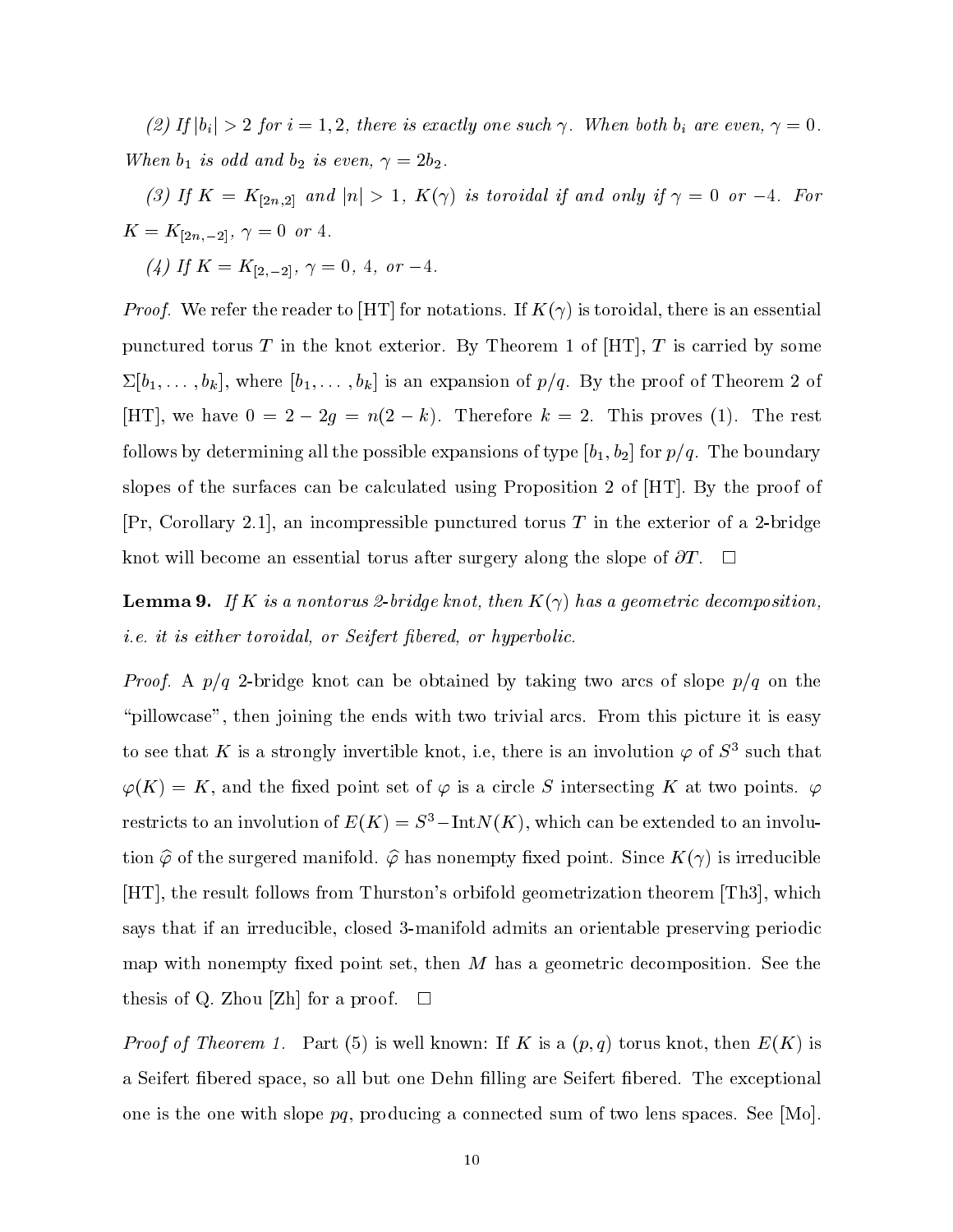*(2) If $|b_i| > 2$ for $i = 1, 2$, there is exactly one such $\gamma$. When both $b_i$ are even, $\gamma = 0$. When $b_1$ is odd and $b_2$ is even, $\gamma = 2b_2$.*

*(3) If $K = K_{[2n,2]}$ and $|n| > 1$, $K(\gamma)$ is toroidal if and only if $\gamma = 0$ or $-4$. For $K = K_{[2n,-2]}$, $\gamma = 0$ or $4$.*

*(4) If $K = K_{[2,-2]}$, $\gamma = 0$, $4$, or $-4$.*

*Proof.* We refer the reader to [HT] for notations. If $K(\gamma)$ is toroidal, there is an essential punctured torus $T$ in the knot exterior. By Theorem 1 of [HT], $T$ is carried by some $\Sigma[b_1, \ldots, b_k]$, where $[b_1, \ldots, b_k]$ is an expansion of $p/q$. By the proof of Theorem 2 of [HT], we have $0 = 2 - 2g = n(2 - k)$. Therefore $k = 2$. This proves (1). The rest follows by determining all the possible expansions of type $[b_1, b_2]$ for $p/q$. The boundary slopes of the surfaces can be calculated using Proposition 2 of [HT]. By the proof of [Pr, Corollary 2.1], an incompressible punctured torus $T$ in the exterior of a 2-bridge knot will become an essential torus after surgery along the slope of $\partial T$. $\square$

**Lemma 9.** *If $K$ is a nontorus 2-bridge knot, then $K(\gamma)$ has a geometric decomposition, i.e. it is either toroidal, or Seifert fibered, or hyperbolic.*

*Proof.* A $p/q$ 2-bridge knot can be obtained by taking two arcs of slope $p/q$ on the "pillowcase", then joining the ends with two trivial arcs. From this picture it is easy to see that $K$ is a strongly invertible knot, i.e, there is an involution $\varphi$ of $S^3$ such that $\varphi(K) = K$, and the fixed point set of $\varphi$ is a circle $S$ intersecting $K$ at two points. $\varphi$ restricts to an involution of $E(K) = S^3 - \text{Int}N(K)$, which can be extended to an involution $\widehat{\varphi}$ of the surgered manifold. $\widehat{\varphi}$ has nonempty fixed point. Since $K(\gamma)$ is irreducible [HT], the result follows from Thurston's orbifold geometrization theorem [Th3], which says that if an irreducible, closed 3-manifold admits an orientable preserving periodic map with nonempty fixed point set, then $M$ has a geometric decomposition. See the thesis of Q. Zhou [Zh] for a proof. $\square$

*Proof of Theorem 1.* Part (5) is well known: If $K$ is a $(p, q)$ torus knot, then $E(K)$ is a Seifert fibered space, so all but one Dehn filling are Seifert fibered. The exceptional one is the one with slope $pq$, producing a connected sum of two lens spaces. See [Mo].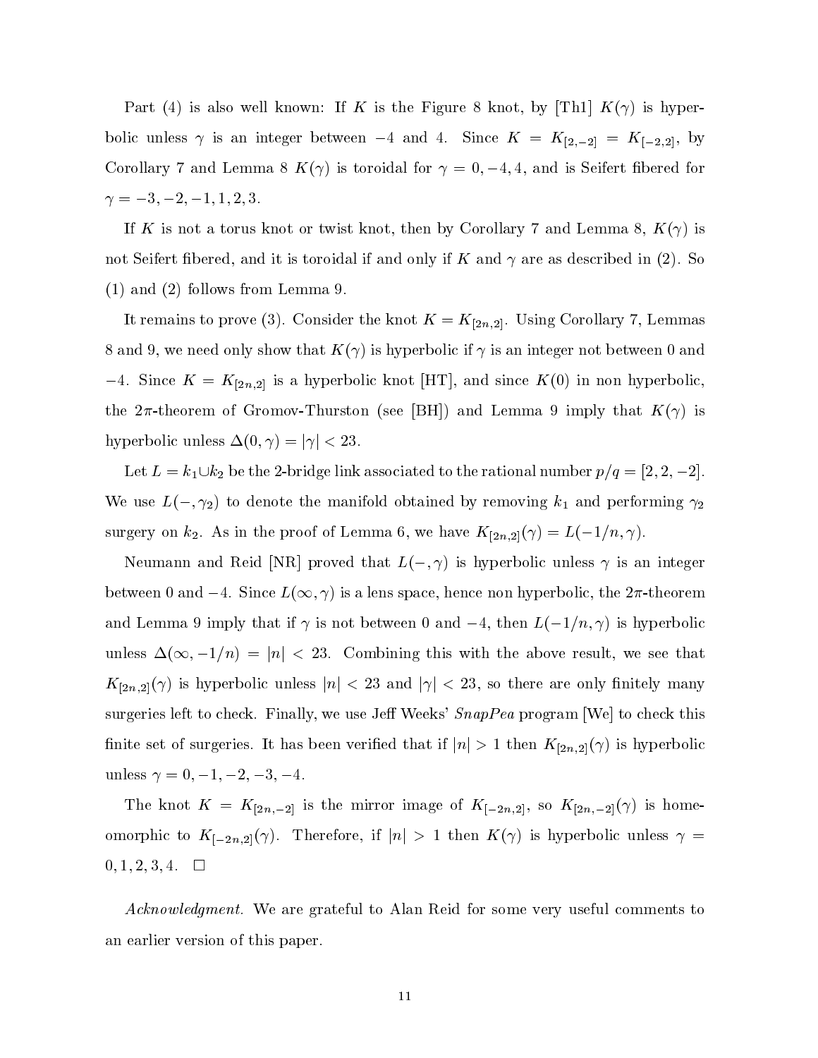Part (4) is also well known: If $K$ is the Figure 8 knot, by [Th1] $K(\gamma)$ is hyperbolic unless $\gamma$ is an integer between $-4$ and 4. Since $K = K_{[2,-2]} = K_{[-2,2]}$, by Corollary 7 and Lemma 8 $K(\gamma)$ is toroidal for $\gamma = 0, -4, 4$, and is Seifert fibered for $\gamma = -3, -2, -1, 1, 2, 3$.

If $K$ is not a torus knot or twist knot, then by Corollary 7 and Lemma 8, $K(\gamma)$ is not Seifert fibered, and it is toroidal if and only if $K$ and $\gamma$ are as described in (2). So (1) and (2) follows from Lemma 9.

It remains to prove (3). Consider the knot $K = K_{[2n,2]}$. Using Corollary 7, Lemmas 8 and 9, we need only show that $K(\gamma)$ is hyperbolic if $\gamma$ is an integer not between 0 and $-4$. Since $K = K_{[2n,2]}$ is a hyperbolic knot [HT], and since $K(0)$ in non hyperbolic, the $2\pi$-theorem of Gromov-Thurston (see [BH]) and Lemma 9 imply that $K(\gamma)$ is hyperbolic unless $\Delta(0, \gamma) = |\gamma| < 23$.

Let $L = k_1 \cup k_2$ be the 2-bridge link associated to the rational number $p/q = [2, 2, -2]$. We use $L(-, \gamma_2)$ to denote the manifold obtained by removing $k_1$ and performing $\gamma_2$ surgery on $k_2$. As in the proof of Lemma 6, we have $K_{[2n,2]}(\gamma) = L(-1/n, \gamma)$.

Neumann and Reid [NR] proved that $L(-, \gamma)$ is hyperbolic unless $\gamma$ is an integer between 0 and $-4$. Since $L(\infty, \gamma)$ is a lens space, hence non hyperbolic, the $2\pi$-theorem and Lemma 9 imply that if $\gamma$ is not between 0 and $-4$, then $L(-1/n, \gamma)$ is hyperbolic unless $\Delta(\infty, -1/n) = |n| < 23$. Combining this with the above result, we see that $K_{[2n,2]}(\gamma)$ is hyperbolic unless $|n| < 23$ and $|\gamma| < 23$, so there are only finitely many surgeries left to check. Finally, we use Jeff Weeks' *SnapPea* program [We] to check this finite set of surgeries. It has been verified that if $|n| > 1$ then $K_{[2n,2]}(\gamma)$ is hyperbolic unless $\gamma = 0, -1, -2, -3, -4$.

The knot $K = K_{[2n,-2]}$ is the mirror image of $K_{[-2n,2]}$, so $K_{[2n,-2]}(\gamma)$ is homeomorphic to $K_{[-2n,2]}(\gamma)$. Therefore, if $|n| > 1$ then $K(\gamma)$ is hyperbolic unless $\gamma = 0, 1, 2, 3, 4$. $\square$

*Acknowledgment.* We are grateful to Alan Reid for some very useful comments to an earlier version of this paper.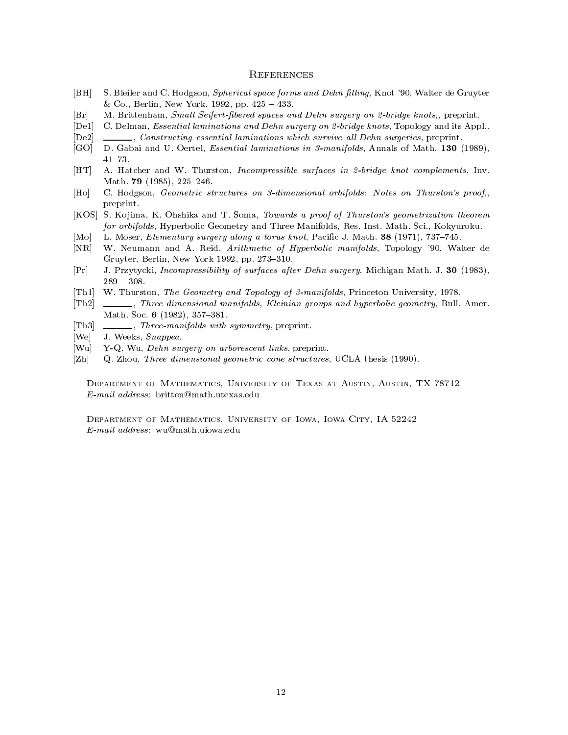## References

[BH] S. Bleiler and C. Hodgson, *Spherical space forms and Dehn filling*, Knot '90, Walter de Gruyter & Co., Berlin, New York, 1992, pp. 425 – 433.

[Br] M. Brittenham, *Small Seifert-fibered spaces and Dehn surgery on 2-bridge knots,*, preprint.

[De1] C. Delman, *Essential laminations and Dehn surgery on 2-bridge knots*, Topology and its Appl..

[De2] ______, *Constructing essential laminations which survive all Dehn surgeries*, preprint.

[GO] D. Gabai and U. Oertel, *Essential laminations in 3-manifolds*, Annals of Math. **130** (1989), 41–73.

[HT] A. Hatcher and W. Thurston, *Incompressible surfaces in 2-bridge knot complements*, Inv. Math. **79** (1985), 225–246.

[Ho] C. Hodgson, *Geometric structures on 3-dimensional orbifolds: Notes on Thurston's proof,*, preprint.

[KOS] S. Kojima, K. Ohshika and T. Soma, *Towards a proof of Thurston's geometrization theorem for orbifolds*, Hyperbolic Geometry and Three Manifolds, Res. Inst. Math. Sci., Kokyuroku.

[Mo] L. Moser, *Elementary surgery along a torus knot*, Pacific J. Math. **38** (1971), 737–745.

[NR] W. Neumann and A. Reid, *Arithmetic of Hyperbolic manifolds*, Topology '90, Walter de Gruyter, Berlin, New York 1992, pp. 273–310.

[Pr] J. Przytycki, *Incompressibility of surfaces after Dehn surgery*, Michigan Math. J. **30** (1983), 289 – 308.

[Th1] W. Thurston, *The Geometry and Topology of 3-manifolds*, Princeton University, 1978.

[Th2] ______, *Three dimensional manifolds, Kleinian groups and hyperbolic geometry*, Bull. Amer. Math. Soc. **6** (1982), 357–381.

[Th3] ______, *Three-manifolds with symmetry*, preprint.

[We] J. Weeks, *Snappea*.

[Wu] Y-Q. Wu, *Dehn surgery on arborescent links*, preprint.

[Zh] Q. Zhou, *Three dimensional geometric cone structures*, UCLA thesis (1990).

Department of Mathematics, University of Texas at Austin, Austin, TX 78712
*E-mail address*: britten@math.utexas.edu

Department of Mathematics, University of Iowa, Iowa City, IA 52242
*E-mail address*: wu@math.uiowa.edu